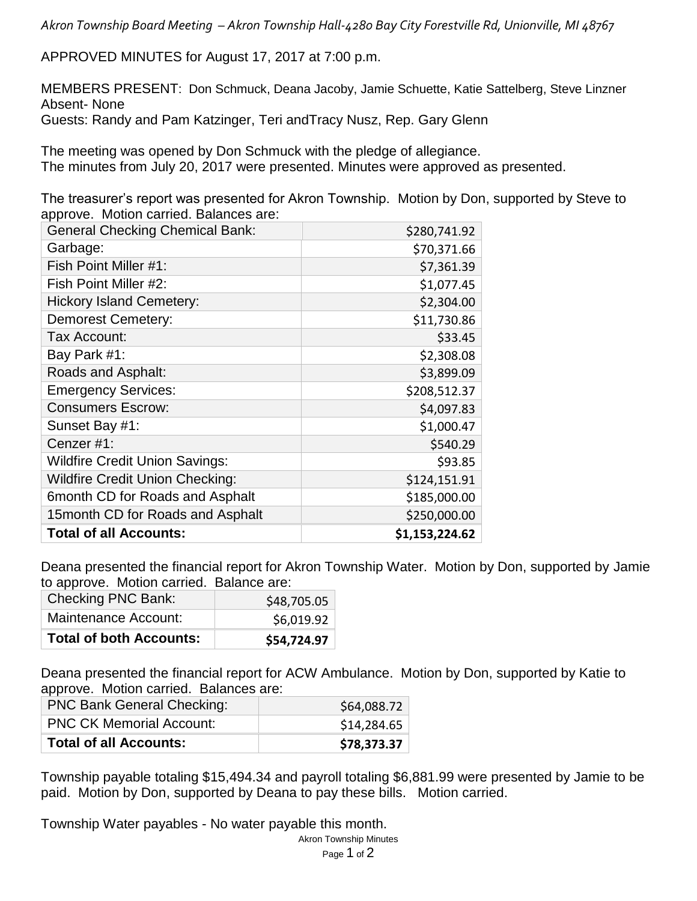*Akron Township Board Meeting – Akron Township Hall-4280 Bay City Forestville Rd, Unionville, MI 48767*

APPROVED MINUTES for August 17, 2017 at 7:00 p.m.

MEMBERS PRESENT: Don Schmuck, Deana Jacoby, Jamie Schuette, Katie Sattelberg, Steve Linzner
Absent- None
Guests: Randy and Pam Katzinger, Teri andTracy Nusz, Rep. Gary Glenn

The meeting was opened by Don Schmuck with the pledge of allegiance.
The minutes from July 20, 2017 were presented. Minutes were approved as presented.

The treasurer's report was presented for Akron Township. Motion by Don, supported by Steve to approve. Motion carried. Balances are:

| General Checking Chemical Bank: | $280,741.92 |
|---|---|
| Garbage: | $70,371.66 |
| Fish Point Miller #1: | $7,361.39 |
| Fish Point Miller #2: | $1,077.45 |
| Hickory Island Cemetery: | $2,304.00 |
| Demorest Cemetery: | $11,730.86 |
| Tax Account: | $33.45 |
| Bay Park #1: | $2,308.08 |
| Roads and Asphalt: | $3,899.09 |
| Emergency Services: | $208,512.37 |
| Consumers Escrow: | $4,097.83 |
| Sunset Bay #1: | $1,000.47 |
| Cenzer #1: | $540.29 |
| Wildfire Credit Union Savings: | $93.85 |
| Wildfire Credit Union Checking: | $124,151.91 |
| 6month CD for Roads and Asphalt | $185,000.00 |
| 15month CD for Roads and Asphalt | $250,000.00 |
| **Total of all Accounts:** | **$1,153,224.62** |

Deana presented the financial report for Akron Township Water. Motion by Don, supported by Jamie to approve. Motion carried. Balance are:

| Checking PNC Bank: | $48,705.05 |
|---|---|
| Maintenance Account: | $6,019.92 |
| **Total of both Accounts:** | **$54,724.97** |

Deana presented the financial report for ACW Ambulance. Motion by Don, supported by Katie to approve. Motion carried. Balances are:

| PNC Bank General Checking: | $64,088.72 |
|---|---|
| PNC CK Memorial Account: | $14,284.65 |
| **Total of all Accounts:** | **$78,373.37** |

Township payable totaling $15,494.34 and payroll totaling $6,881.99 were presented by Jamie to be paid. Motion by Don, supported by Deana to pay these bills. Motion carried.

Township Water payables - No water payable this month.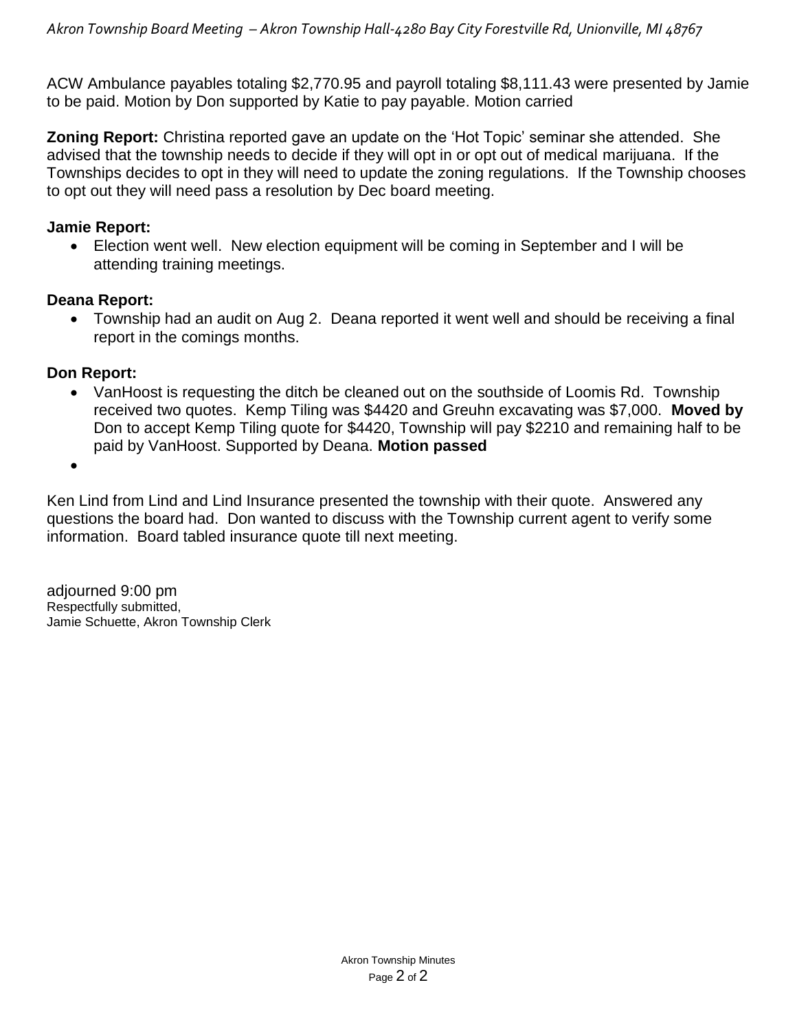ACW Ambulance payables totaling $2,770.95 and payroll totaling $8,111.43 were presented by Jamie to be paid. Motion by Don supported by Katie to pay payable. Motion carried

**Zoning Report:** Christina reported gave an update on the 'Hot Topic' seminar she attended. She advised that the township needs to decide if they will opt in or opt out of medical marijuana. If the Townships decides to opt in they will need to update the zoning regulations. If the Township chooses to opt out they will need pass a resolution by Dec board meeting.

**Jamie Report:**

- Election went well. New election equipment will be coming in September and I will be attending training meetings.

**Deana Report:**

- Township had an audit on Aug 2. Deana reported it went well and should be receiving a final report in the comings months.

**Don Report:**

- VanHoost is requesting the ditch be cleaned out on the southside of Loomis Rd. Township received two quotes. Kemp Tiling was $4420 and Greuhn excavating was $7,000. **Moved by** Don to accept Kemp Tiling quote for $4420, Township will pay $2210 and remaining half to be paid by VanHoost. Supported by Deana. **Motion passed**
- 

Ken Lind from Lind and Lind Insurance presented the township with their quote. Answered any questions the board had. Don wanted to discuss with the Township current agent to verify some information. Board tabled insurance quote till next meeting.

adjourned 9:00 pm
Respectfully submitted,
Jamie Schuette, Akron Township Clerk